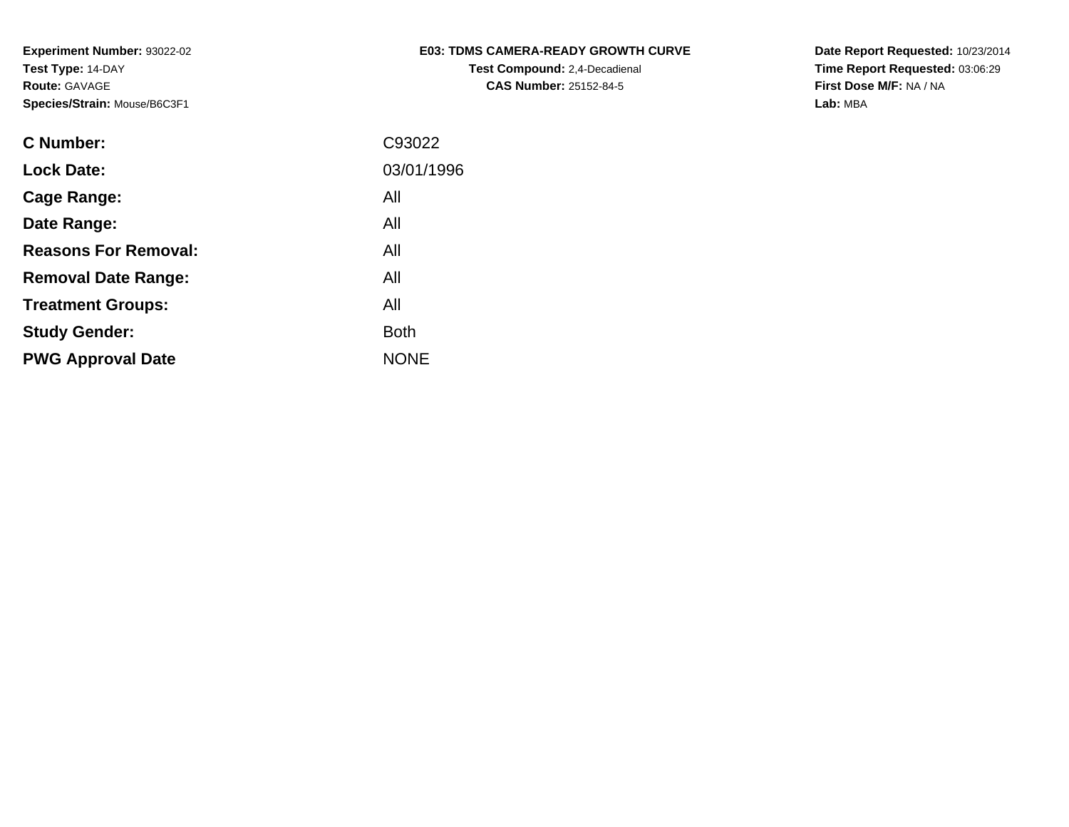**Experiment Number:** 93022-02
**Test Type:** 14-DAY
**Route:** GAVAGE
**Species/Strain:** Mouse/B6C3F1

**E03: TDMS CAMERA-READY GROWTH CURVE**
**Test Compound:** 2,4-Decadienal
**CAS Number:** 25152-84-5

**Date Report Requested:** 10/23/2014
**Time Report Requested:** 03:06:29
**First Dose M/F:** NA / NA
**Lab:** MBA

| | |
|---|---|
| **C Number:** | C93022 |
| **Lock Date:** | 03/01/1996 |
| **Cage Range:** | All |
| **Date Range:** | All |
| **Reasons For Removal:** | All |
| **Removal Date Range:** | All |
| **Treatment Groups:** | All |
| **Study Gender:** | Both |
| **PWG Approval Date** | NONE |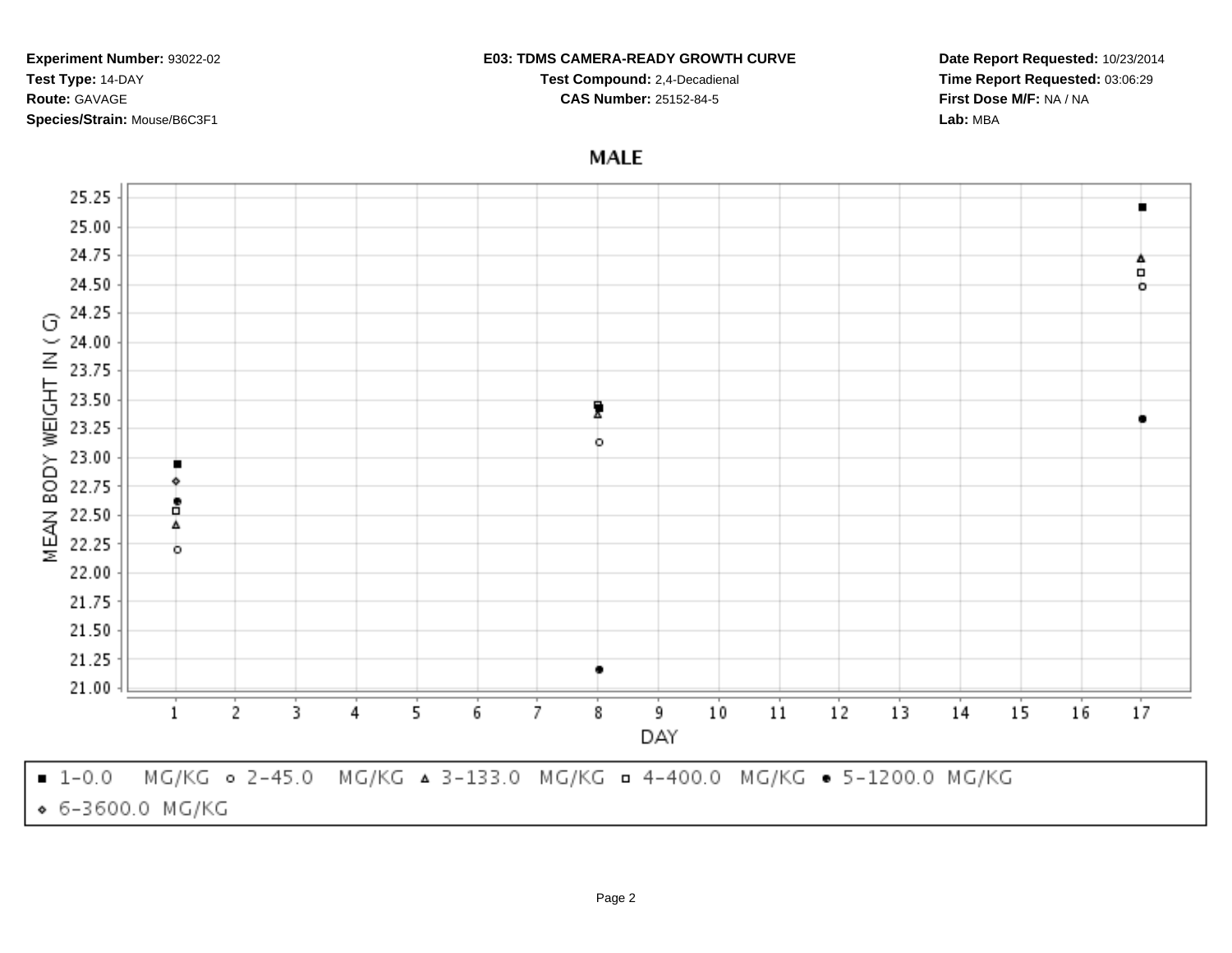**Experiment Number:** 93022-02
**Test Type:** 14-DAY
**Route:** GAVAGE
**Species/Strain:** Mouse/B6C3F1

**E03: TDMS CAMERA-READY GROWTH CURVE**
**Test Compound:** 2,4-Decadienal
**CAS Number:** 25152-84-5

**Date Report Requested:** 10/23/2014
**Time Report Requested:** 03:06:29
**First Dose M/F:** NA / NA
**Lab:** MBA

## MALE

MEAN BODY WEIGHT IN ( G )

DAY

▪ 1-0.0 MG/KG ∘ 2-45.0 MG/KG ▵ 3-133.0 MG/KG ▫ 4-400.0 MG/KG • 5-1200.0 MG/KG
⋄ 6-3600.0 MG/KG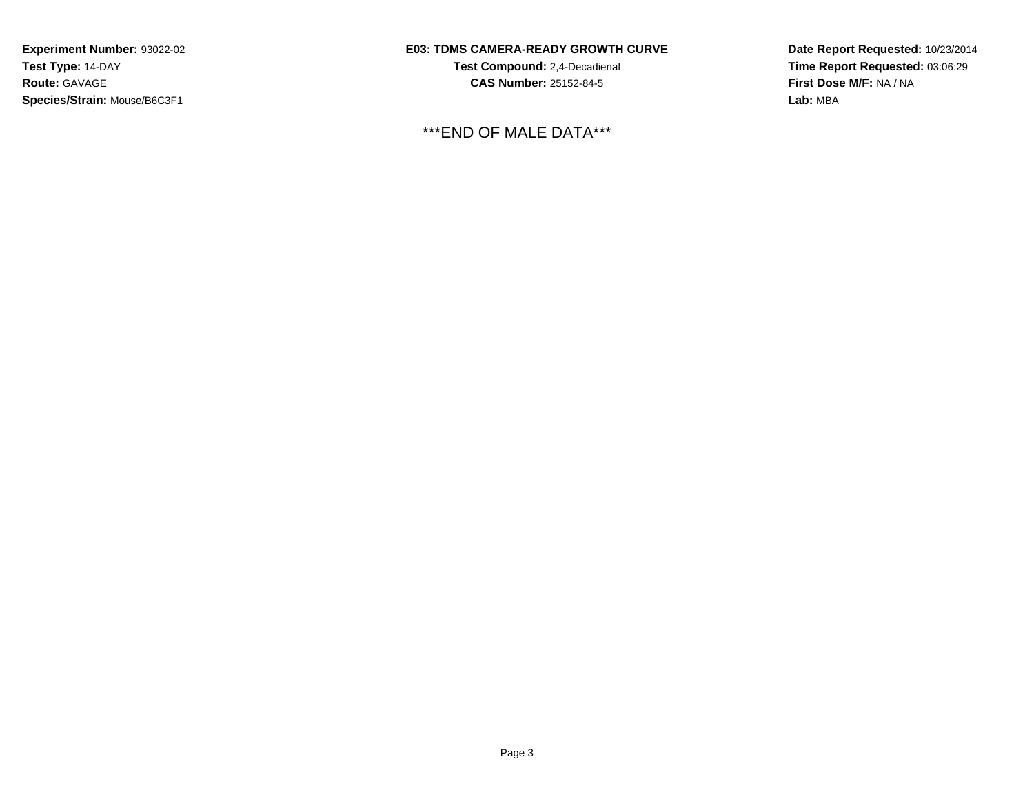**Experiment Number:** 93022-02
**Test Type:** 14-DAY
**Route:** GAVAGE
**Species/Strain:** Mouse/B6C3F1

**E03: TDMS CAMERA-READY GROWTH CURVE**
**Test Compound:** 2,4-Decadienal
**CAS Number:** 25152-84-5

**Date Report Requested:** 10/23/2014
**Time Report Requested:** 03:06:29
**First Dose M/F:** NA / NA
**Lab:** MBA

***END OF MALE DATA***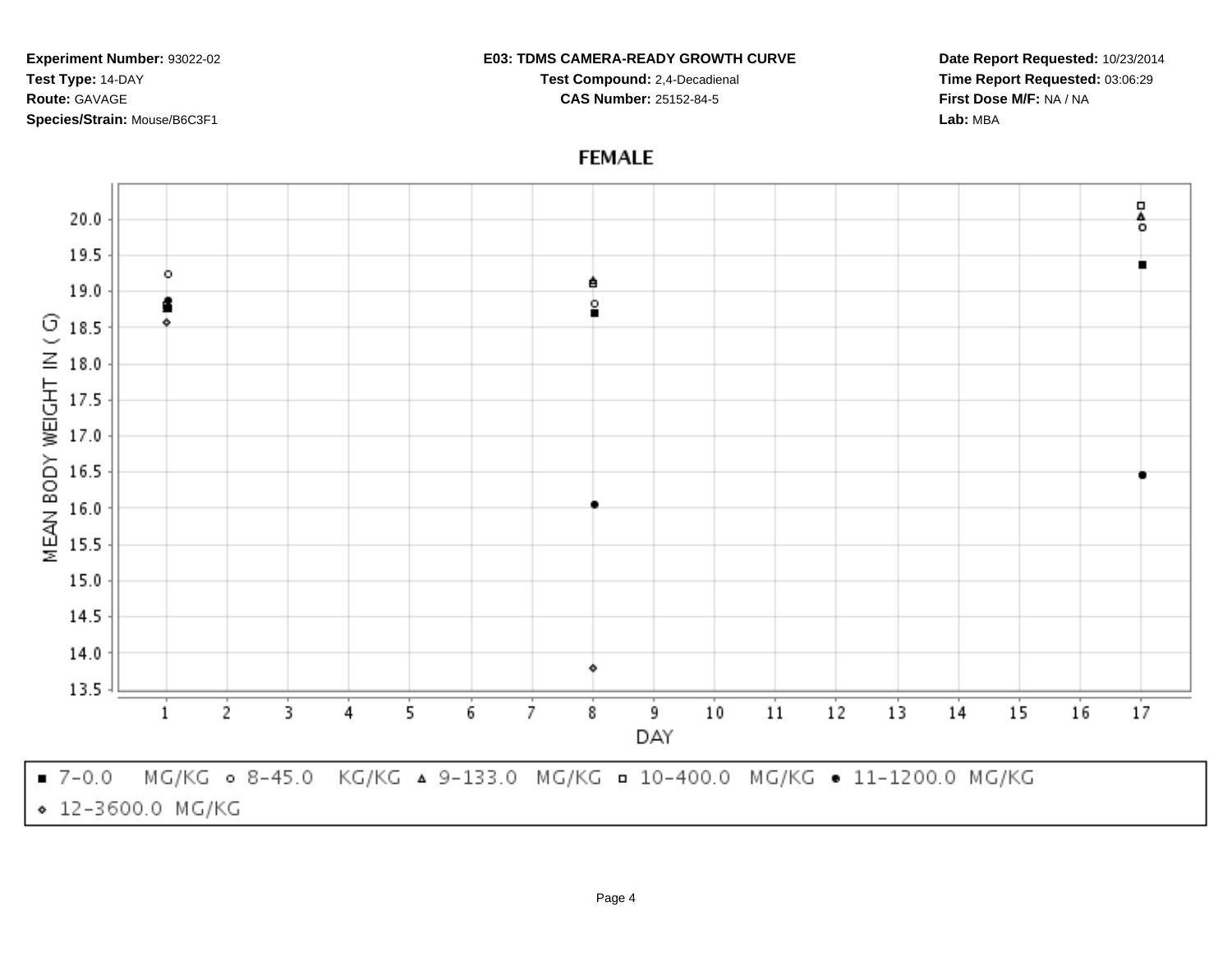**Experiment Number:** 93022-02
**Test Type:** 14-DAY
**Route:** GAVAGE
**Species/Strain:** Mouse/B6C3F1

**E03: TDMS CAMERA-READY GROWTH CURVE**
**Test Compound:** 2,4-Decadienal
**CAS Number:** 25152-84-5

**Date Report Requested:** 10/23/2014
**Time Report Requested:** 03:06:29
**First Dose M/F:** NA / NA
**Lab:** MBA

FEMALE

MEAN BODY WEIGHT IN ( G)

20.0
19.5
19.0
18.5
18.0
17.5
17.0
16.5
16.0
15.5
15.0
14.5
14.0
13.5

1 2 3 4 5 6 7 8 9 10 11 12 13 14 15 16 17

DAY

7-0.0 MG/KG
8-45.0 KG/KG
9-133.0 MG/KG
10-400.0 MG/KG
11-1200.0 MG/KG
12-3600.0 MG/KG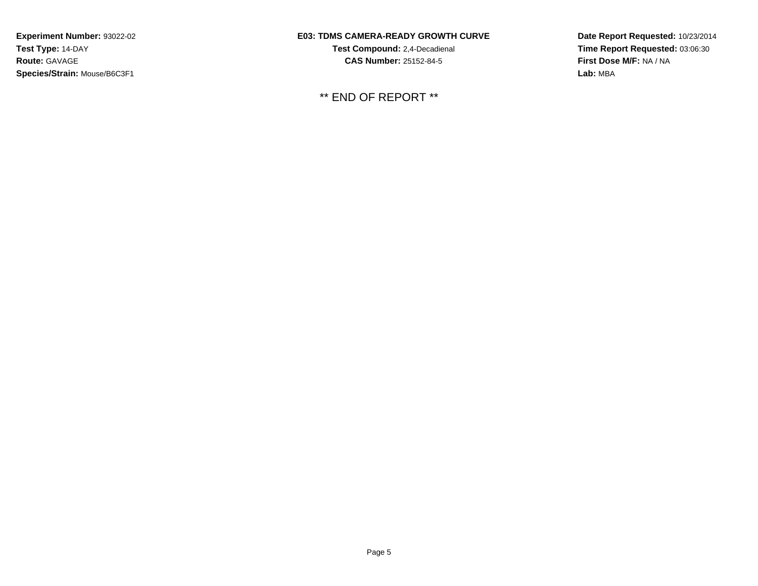**Experiment Number:** 93022-02
**Test Type:** 14-DAY
**Route:** GAVAGE
**Species/Strain:** Mouse/B6C3F1

**E03: TDMS CAMERA-READY GROWTH CURVE**
**Test Compound:** 2,4-Decadienal
**CAS Number:** 25152-84-5

**Date Report Requested:** 10/23/2014
**Time Report Requested:** 03:06:30
**First Dose M/F:** NA / NA
**Lab:** MBA

** END OF REPORT **